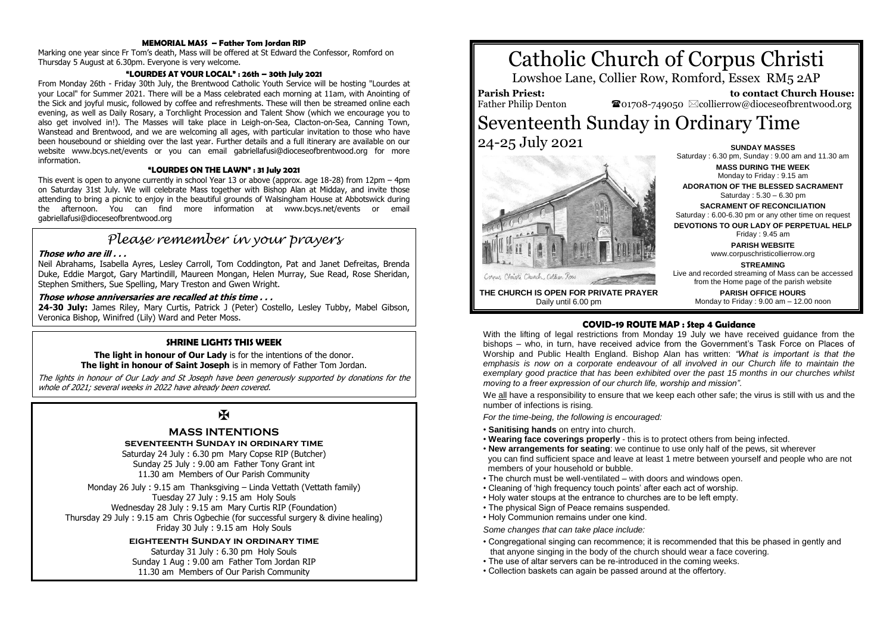## MEMORIAL MASS – Father Tom Jordan RIP

Marking one year since Fr Tom's death, Mass will be offered at St Edward the Confessor, Romford on Thursday 5 August at 6.30pm. Everyone is very welcome.

## "LOURDES AT YOUR LOCAL" : 26th – 30th July 2021

From Monday 26th - Friday 30th July, the Brentwood Catholic Youth Service will be hosting "Lourdes at your Local" for Summer 2021. There will be a Mass celebrated each morning at 11am, with Anointing of the Sick and joyful music, followed by coffee and refreshments. These will then be streamed online each evening, as well as Daily Rosary, a Torchlight Procession and Talent Show (which we encourage you to also get involved in!). The Masses will take place in Leigh-on-Sea, Clacton-on-Sea, Canning Town, Wanstead and Brentwood, and we are welcoming all ages, with particular invitation to those who have been housebound or shielding over the last year. Further details and a full itinerary are available on our website www.bcys.net/events or you can email gabriellafusi@dioceseofbrentwood.org for more information.

## "LOURDES ON THE LAWN" : 31 July 2021

This event is open to anyone currently in school Year 13 or above (approx. age 18-28) from 12pm – 4pm on Saturday 31st July. We will celebrate Mass together with Bishop Alan at Midday, and invite those attending to bring a picnic to enjoy in the beautiful grounds of Walsingham House at Abbotswick during the afternoon. You can find more information at www.bcys.net/events or email gabriellafusi@dioceseofbrentwood.org

## *Please remember in your prayers*

***Those who are ill . . .***

Neil Abrahams, Isabella Ayres, Lesley Carroll, Tom Coddington, Pat and Janet Defreitas, Brenda Duke, Eddie Margot, Gary Martindill, Maureen Mongan, Helen Murray, Sue Read, Rose Sheridan, Stephen Smithers, Sue Spelling, Mary Treston and Gwen Wright.

***Those whose anniversaries are recalled at this time . . .***

**24-30 July:** James Riley, Mary Curtis, Patrick J (Peter) Costello, Lesley Tubby, Mabel Gibson, Veronica Bishop, Winifred (Lily) Ward and Peter Moss.

## SHRINE LIGHTS THIS WEEK

**The light in honour of Our Lady** is for the intentions of the donor.
**The light in honour of Saint Joseph** is in memory of Father Tom Jordan.

*The lights in honour of Our Lady and St Joseph have been generously supported by donations for the whole of 2021; several weeks in 2022 have already been covered.*

✠

## MASS INTENTIONS

**SEVENTEENTH SUNDAY IN ORDINARY TIME**

Saturday 24 July : 6.30 pm Mary Copse RIP (Butcher)
Sunday 25 July : 9.00 am Father Tony Grant int
11.30 am Members of Our Parish Community

Monday 26 July : 9.15 am Thanksgiving – Linda Vettath (Vettath family)
Tuesday 27 July : 9.15 am Holy Souls
Wednesday 28 July : 9.15 am Mary Curtis RIP (Foundation)
Thursday 29 July : 9.15 am Chris Ogbechie (for successful surgery & divine healing)
Friday 30 July : 9.15 am Holy Souls

**EIGHTEENTH SUNDAY IN ORDINARY TIME**

Saturday 31 July : 6.30 pm Holy Souls
Sunday 1 Aug : 9.00 am Father Tom Jordan RIP
11.30 am Members of Our Parish Community

# Catholic Church of Corpus Christi

Lowshoe Lane, Collier Row, Romford, Essex RM5 2AP

**Parish Priest:** Father Philip Denton

**to contact Church House:** ☎01708-749050 ✉collierrow@dioceseofbrentwood.org

# Seventeenth Sunday in Ordinary Time

24-25 July 2021

Corpus Christi Church, Collier Row

**THE CHURCH IS OPEN FOR PRIVATE PRAYER**
Daily until 6.00 pm

**SUNDAY MASSES**
Saturday : 6.30 pm, Sunday : 9.00 am and 11.30 am

**MASS DURING THE WEEK**
Monday to Friday : 9.15 am

**ADORATION OF THE BLESSED SACRAMENT**
Saturday : 5.30 – 6.30 pm

**SACRAMENT OF RECONCILIATION**
Saturday : 6.00-6.30 pm or any other time on request

**DEVOTIONS TO OUR LADY OF PERPETUAL HELP**
Friday : 9.45 am

**PARISH WEBSITE**
www.corpuschristicollierrow.org

**STREAMING**
Live and recorded streaming of Mass can be accessed from the Home page of the parish website

**PARISH OFFICE HOURS**
Monday to Friday : 9.00 am – 12.00 noon

## COVID-19 ROUTE MAP : Step 4 Guidance

With the lifting of legal restrictions from Monday 19 July we have received guidance from the bishops – who, in turn, have received advice from the Government's Task Force on Places of Worship and Public Health England. Bishop Alan has written: *"What is important is that the emphasis is now on a corporate endeavour of all involved in our Church life to maintain the exemplary good practice that has been exhibited over the past 15 months in our churches whilst moving to a freer expression of our church life, worship and mission".*

We all have a responsibility to ensure that we keep each other safe; the virus is still with us and the number of infections is rising.

*For the time-being, the following is encouraged:*

- **Sanitising hands** on entry into church.
- **Wearing face coverings properly** - this is to protect others from being infected.
- **New arrangements for seating**: we continue to use only half of the pews, sit wherever you can find sufficient space and leave at least 1 metre between yourself and people who are not members of your household or bubble.
- The church must be well-ventilated – with doors and windows open.
- Cleaning of 'high frequency touch points' after each act of worship.
- Holy water stoups at the entrance to churches are to be left empty.
- The physical Sign of Peace remains suspended.
- Holy Communion remains under one kind.

*Some changes that can take place include:*

- Congregational singing can recommence; it is recommended that this be phased in gently and that anyone singing in the body of the church should wear a face covering.
- The use of altar servers can be re-introduced in the coming weeks.
- Collection baskets can again be passed around at the offertory.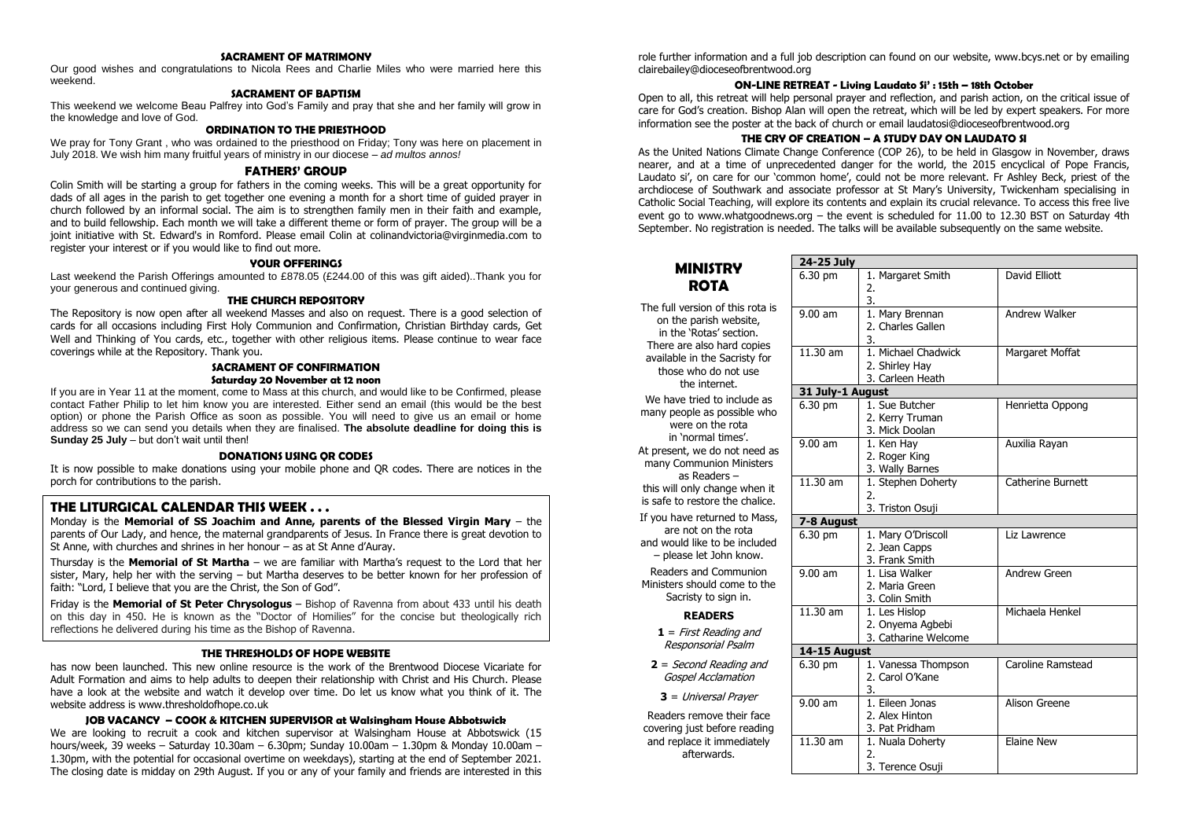### SACRAMENT OF MATRIMONY

Our good wishes and congratulations to Nicola Rees and Charlie Miles who were married here this weekend.

### SACRAMENT OF BAPTISM

This weekend we welcome Beau Palfrey into God's Family and pray that she and her family will grow in the knowledge and love of God.

### ORDINATION TO THE PRIESTHOOD

We pray for Tony Grant , who was ordained to the priesthood on Friday; Tony was here on placement in July 2018. We wish him many fruitful years of ministry in our diocese – *ad multos annos!*

### FATHERS' GROUP

Colin Smith will be starting a group for fathers in the coming weeks. This will be a great opportunity for dads of all ages in the parish to get together one evening a month for a short time of guided prayer in church followed by an informal social. The aim is to strengthen family men in their faith and example, and to build fellowship. Each month we will take a different theme or form of prayer. The group will be a joint initiative with St. Edward's in Romford. Please email Colin at colinandvictoria@virginmedia.com to register your interest or if you would like to find out more.

### YOUR OFFERINGS

Last weekend the Parish Offerings amounted to £878.05 (£244.00 of this was gift aided)..Thank you for your generous and continued giving.

### THE CHURCH REPOSITORY

The Repository is now open after all weekend Masses and also on request. There is a good selection of cards for all occasions including First Holy Communion and Confirmation, Christian Birthday cards, Get Well and Thinking of You cards, etc., together with other religious items. Please continue to wear face coverings while at the Repository. Thank you.

### SACRAMENT OF CONFIRMATION
**Saturday 20 November at 12 noon**

If you are in Year 11 at the moment, come to Mass at this church, and would like to be Confirmed, please contact Father Philip to let him know you are interested. Either send an email (this would be the best option) or phone the Parish Office as soon as possible. You will need to give us an email or home address so we can send you details when they are finalised. **The absolute deadline for doing this is Sunday 25 July** – but don't wait until then!

### DONATIONS USING QR CODES

It is now possible to make donations using your mobile phone and QR codes. There are notices in the porch for contributions to the parish.

## THE LITURGICAL CALENDAR THIS WEEK . . .

Monday is the **Memorial of SS Joachim and Anne, parents of the Blessed Virgin Mary** – the parents of Our Lady, and hence, the maternal grandparents of Jesus. In France there is great devotion to St Anne, with churches and shrines in her honour – as at St Anne d'Auray.

Thursday is the **Memorial of St Martha** – we are familiar with Martha's request to the Lord that her sister, Mary, help her with the serving – but Martha deserves to be better known for her profession of faith: "Lord, I believe that you are the Christ, the Son of God".

Friday is the **Memorial of St Peter Chrysologus** – Bishop of Ravenna from about 433 until his death on this day in 450. He is known as the "Doctor of Homilies" for the concise but theologically rich reflections he delivered during his time as the Bishop of Ravenna.

### THE THRESHOLDS OF HOPE WEBSITE

has now been launched. This new online resource is the work of the Brentwood Diocese Vicariate for Adult Formation and aims to help adults to deepen their relationship with Christ and His Church. Please have a look at the website and watch it develop over time. Do let us know what you think of it. The website address is www.thresholdofhope.co.uk

### JOB VACANCY – COOK & KITCHEN SUPERVISOR at Walsingham House Abbotswick

We are looking to recruit a cook and kitchen supervisor at Walsingham House at Abbotswick (15 hours/week, 39 weeks – Saturday 10.30am – 6.30pm; Sunday 10.00am – 1.30pm & Monday 10.00am – 1.30pm, with the potential for occasional overtime on weekdays), starting at the end of September 2021. The closing date is midday on 29th August. If you or any of your family and friends are interested in this role further information and a full job description can found on our website, www.bcys.net or by emailing clairebailey@dioceseofbrentwood.org

### ON-LINE RETREAT - Living Laudato Si' : 15th – 18th October

Open to all, this retreat will help personal prayer and reflection, and parish action, on the critical issue of care for God's creation. Bishop Alan will open the retreat, which will be led by expert speakers. For more information see the poster at the back of church or email laudatosi@dioceseofbrentwood.org

### THE CRY OF CREATION – A STUDY DAY ON LAUDATO SI

As the United Nations Climate Change Conference (COP 26), to be held in Glasgow in November, draws nearer, and at a time of unprecedented danger for the world, the 2015 encyclical of Pope Francis, Laudato si', on care for our 'common home', could not be more relevant. Fr Ashley Beck, priest of the archdiocese of Southwark and associate professor at St Mary's University, Twickenham specialising in Catholic Social Teaching, will explore its contents and explain its crucial relevance. To access this free live event go to www.whatgoodnews.org – the event is scheduled for 11.00 to 12.30 BST on Saturday 4th September. No registration is needed. The talks will be available subsequently on the same website.

## MINISTRY ROTA

The full version of this rota is on the parish website, in the 'Rotas' section. There are also hard copies available in the Sacristy for those who do not use the internet.

We have tried to include as many people as possible who were on the rota in 'normal times'. At present, we do not need as many Communion Ministers as Readers – this will only change when it is safe to restore the chalice.

If you have returned to Mass, are not on the rota and would like to be included – please let John know.

Readers and Communion Ministers should come to the Sacristy to sign in.

**READERS**

**1** = *First Reading and Responsorial Psalm*

**2** = *Second Reading and Gospel Acclamation*

**3** = *Universal Prayer*

Readers remove their face covering just before reading and replace it immediately afterwards.

| | | |
|---|---|---|
| **24-25 July** | | |
| 6.30 pm | 1. Margaret Smith<br>2.<br>3. | David Elliott |
| 9.00 am | 1. Mary Brennan<br>2. Charles Gallen<br>3. | Andrew Walker |
| 11.30 am | 1. Michael Chadwick<br>2. Shirley Hay<br>3. Carleen Heath | Margaret Moffat |
| **31 July-1 August** | | |
| 6.30 pm | 1. Sue Butcher<br>2. Kerry Truman<br>3. Mick Doolan | Henrietta Oppong |
| 9.00 am | 1. Ken Hay<br>2. Roger King<br>3. Wally Barnes | Auxilia Rayan |
| 11.30 am | 1. Stephen Doherty<br>2.<br>3. Triston Osuji | Catherine Burnett |
| **7-8 August** | | |
| 6.30 pm | 1. Mary O'Driscoll<br>2. Jean Capps<br>3. Frank Smith | Liz Lawrence |
| 9.00 am | 1. Lisa Walker<br>2. Maria Green<br>3. Colin Smith | Andrew Green |
| 11.30 am | 1. Les Hislop<br>2. Onyema Agbebi<br>3. Catharine Welcome | Michaela Henkel |
| **14-15 August** | | |
| 6.30 pm | 1. Vanessa Thompson<br>2. Carol O'Kane<br>3. | Caroline Ramstead |
| 9.00 am | 1. Eileen Jonas<br>2. Alex Hinton<br>3. Pat Pridham | Alison Greene |
| 11.30 am | 1. Nuala Doherty<br>2.<br>3. Terence Osuji | Elaine New |